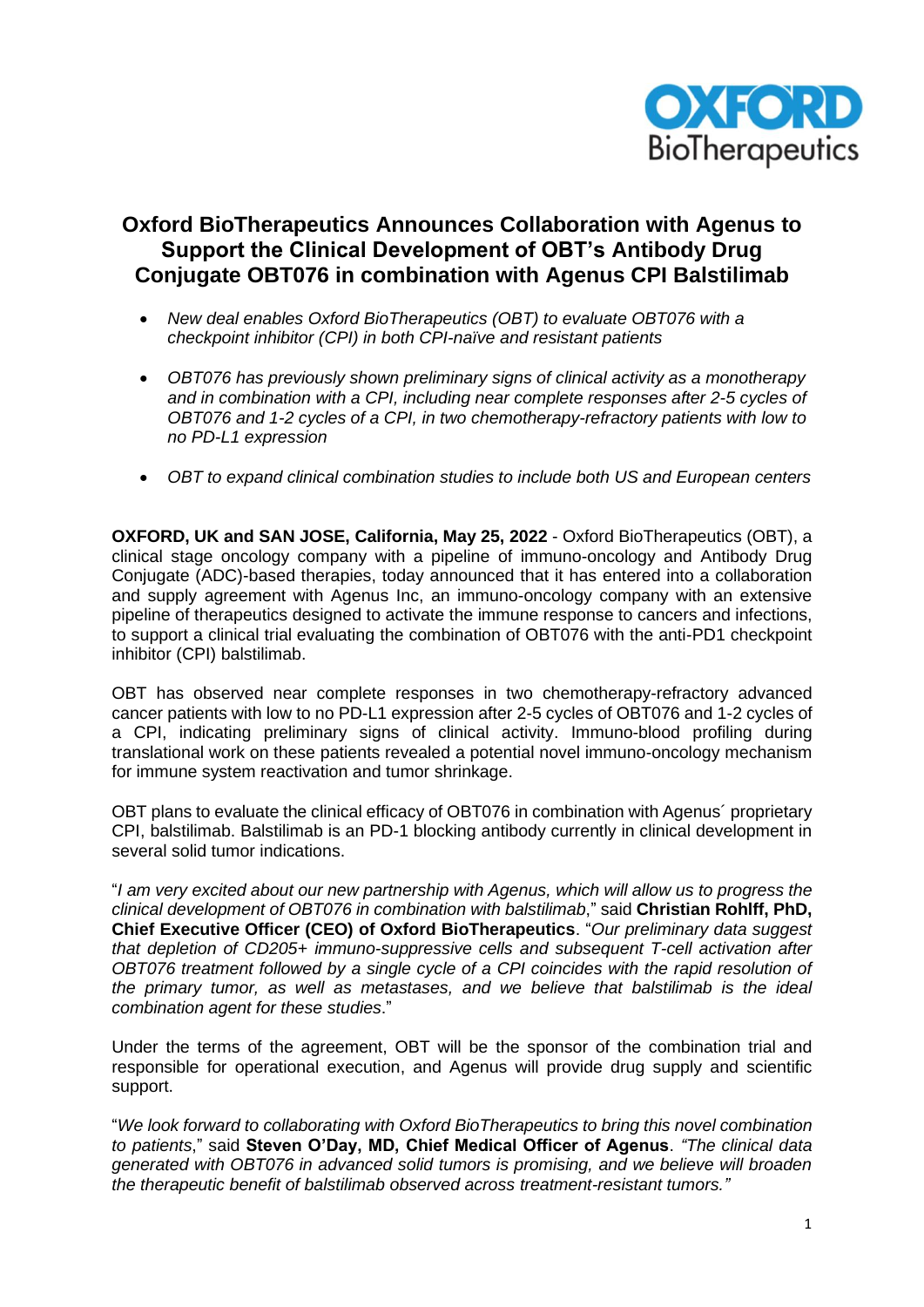# Oxford BioTherapeutics Announces Collaboration with Agenus to Support the Clinical Development of OBT's Antibody Drug Conjugate OBT076 in combination with Agenus CPI Balstilimab

- *New deal enables Oxford BioTherapeutics (OBT) to evaluate OBT076 with a checkpoint inhibitor (CPI) in both CPI-naïve and resistant patients*
- *OBT076 has previously shown preliminary signs of clinical activity as a monotherapy and in combination with a CPI, including near complete responses after 2-5 cycles of OBT076 and 1-2 cycles of a CPI, in two chemotherapy-refractory patients with low to no PD-L1 expression*
- *OBT to expand clinical combination studies to include both US and European centers*

**OXFORD, UK and SAN JOSE, California, May 25, 2022** - Oxford BioTherapeutics (OBT), a clinical stage oncology company with a pipeline of immuno-oncology and Antibody Drug Conjugate (ADC)-based therapies, today announced that it has entered into a collaboration and supply agreement with Agenus Inc, an immuno-oncology company with an extensive pipeline of therapeutics designed to activate the immune response to cancers and infections, to support a clinical trial evaluating the combination of OBT076 with the anti-PD1 checkpoint inhibitor (CPI) balstilimab.

OBT has observed near complete responses in two chemotherapy-refractory advanced cancer patients with low to no PD-L1 expression after 2-5 cycles of OBT076 and 1-2 cycles of a CPI, indicating preliminary signs of clinical activity. Immuno-blood profiling during translational work on these patients revealed a potential novel immuno-oncology mechanism for immune system reactivation and tumor shrinkage.

OBT plans to evaluate the clinical efficacy of OBT076 in combination with Agenus´ proprietary CPI, balstilimab. Balstilimab is an PD-1 blocking antibody currently in clinical development in several solid tumor indications.

"*I am very excited about our new partnership with Agenus, which will allow us to progress the clinical development of OBT076 in combination with balstilimab*," said **Christian Rohlff, PhD, Chief Executive Officer (CEO) of Oxford BioTherapeutics**. "*Our preliminary data suggest that depletion of CD205+ immuno-suppressive cells and subsequent T-cell activation after OBT076 treatment followed by a single cycle of a CPI coincides with the rapid resolution of the primary tumor, as well as metastases, and we believe that balstilimab is the ideal combination agent for these studies*."

Under the terms of the agreement, OBT will be the sponsor of the combination trial and responsible for operational execution, and Agenus will provide drug supply and scientific support.

"*We look forward to collaborating with Oxford BioTherapeutics to bring this novel combination to patients*," said **Steven O'Day, MD, Chief Medical Officer of Agenus**. *"The clinical data generated with OBT076 in advanced solid tumors is promising, and we believe will broaden the therapeutic benefit of balstilimab observed across treatment-resistant tumors."*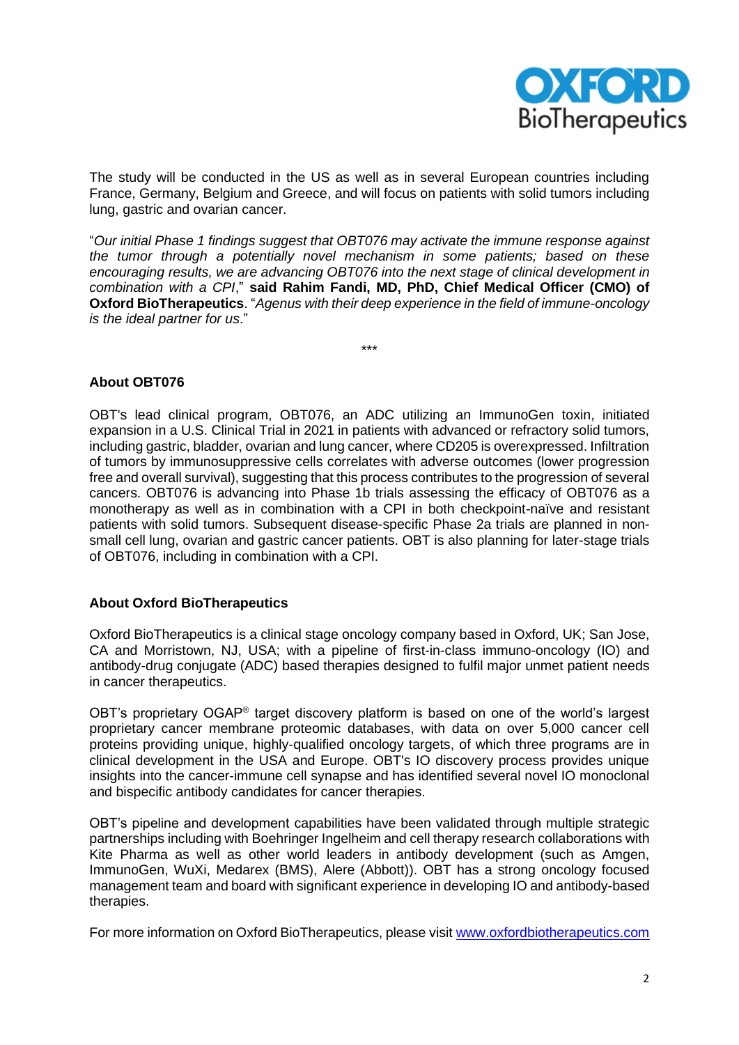The study will be conducted in the US as well as in several European countries including France, Germany, Belgium and Greece, and will focus on patients with solid tumors including lung, gastric and ovarian cancer.

"*Our initial Phase 1 findings suggest that OBT076 may activate the immune response against the tumor through a potentially novel mechanism in some patients; based on these encouraging results, we are advancing OBT076 into the next stage of clinical development in combination with a CPI*," **said Rahim Fandi, MD, PhD, Chief Medical Officer (CMO) of Oxford BioTherapeutics**. "*Agenus with their deep experience in the field of immune-oncology is the ideal partner for us*."

***

**About OBT076**

OBT's lead clinical program, OBT076, an ADC utilizing an ImmunoGen toxin, initiated expansion in a U.S. Clinical Trial in 2021 in patients with advanced or refractory solid tumors, including gastric, bladder, ovarian and lung cancer, where CD205 is overexpressed. Infiltration of tumors by immunosuppressive cells correlates with adverse outcomes (lower progression free and overall survival), suggesting that this process contributes to the progression of several cancers. OBT076 is advancing into Phase 1b trials assessing the efficacy of OBT076 as a monotherapy as well as in combination with a CPI in both checkpoint-naïve and resistant patients with solid tumors. Subsequent disease-specific Phase 2a trials are planned in non-small cell lung, ovarian and gastric cancer patients. OBT is also planning for later-stage trials of OBT076, including in combination with a CPI.

**About Oxford BioTherapeutics**

Oxford BioTherapeutics is a clinical stage oncology company based in Oxford, UK; San Jose, CA and Morristown, NJ, USA; with a pipeline of first-in-class immuno-oncology (IO) and antibody-drug conjugate (ADC) based therapies designed to fulfil major unmet patient needs in cancer therapeutics.

OBT's proprietary OGAP® target discovery platform is based on one of the world's largest proprietary cancer membrane proteomic databases, with data on over 5,000 cancer cell proteins providing unique, highly-qualified oncology targets, of which three programs are in clinical development in the USA and Europe. OBT's IO discovery process provides unique insights into the cancer-immune cell synapse and has identified several novel IO monoclonal and bispecific antibody candidates for cancer therapies.

OBT's pipeline and development capabilities have been validated through multiple strategic partnerships including with Boehringer Ingelheim and cell therapy research collaborations with Kite Pharma as well as other world leaders in antibody development (such as Amgen, ImmunoGen, WuXi, Medarex (BMS), Alere (Abbott)). OBT has a strong oncology focused management team and board with significant experience in developing IO and antibody-based therapies.

For more information on Oxford BioTherapeutics, please visit [www.oxfordbiotherapeutics.com](http://www.oxfordbiotherapeutics.com)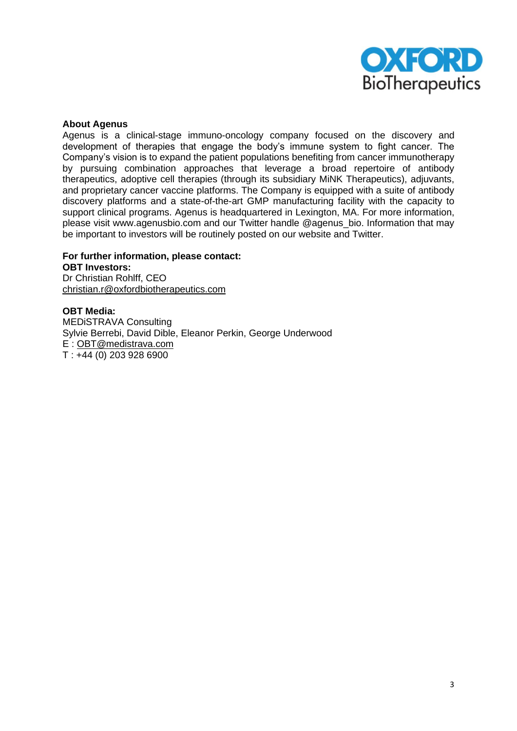**About Agenus**

Agenus is a clinical-stage immuno-oncology company focused on the discovery and development of therapies that engage the body's immune system to fight cancer. The Company's vision is to expand the patient populations benefiting from cancer immunotherapy by pursuing combination approaches that leverage a broad repertoire of antibody therapeutics, adoptive cell therapies (through its subsidiary MiNK Therapeutics), adjuvants, and proprietary cancer vaccine platforms. The Company is equipped with a suite of antibody discovery platforms and a state-of-the-art GMP manufacturing facility with the capacity to support clinical programs. Agenus is headquartered in Lexington, MA. For more information, please visit www.agenusbio.com and our Twitter handle @agenus_bio. Information that may be important to investors will be routinely posted on our website and Twitter.

**For further information, please contact:**

**OBT Investors:**

Dr Christian Rohlff, CEO
christian.r@oxfordbiotherapeutics.com

**OBT Media:**

MEDiSTRAVA Consulting
Sylvie Berrebi, David Dible, Eleanor Perkin, George Underwood
E : OBT@medistrava.com
T : +44 (0) 203 928 6900